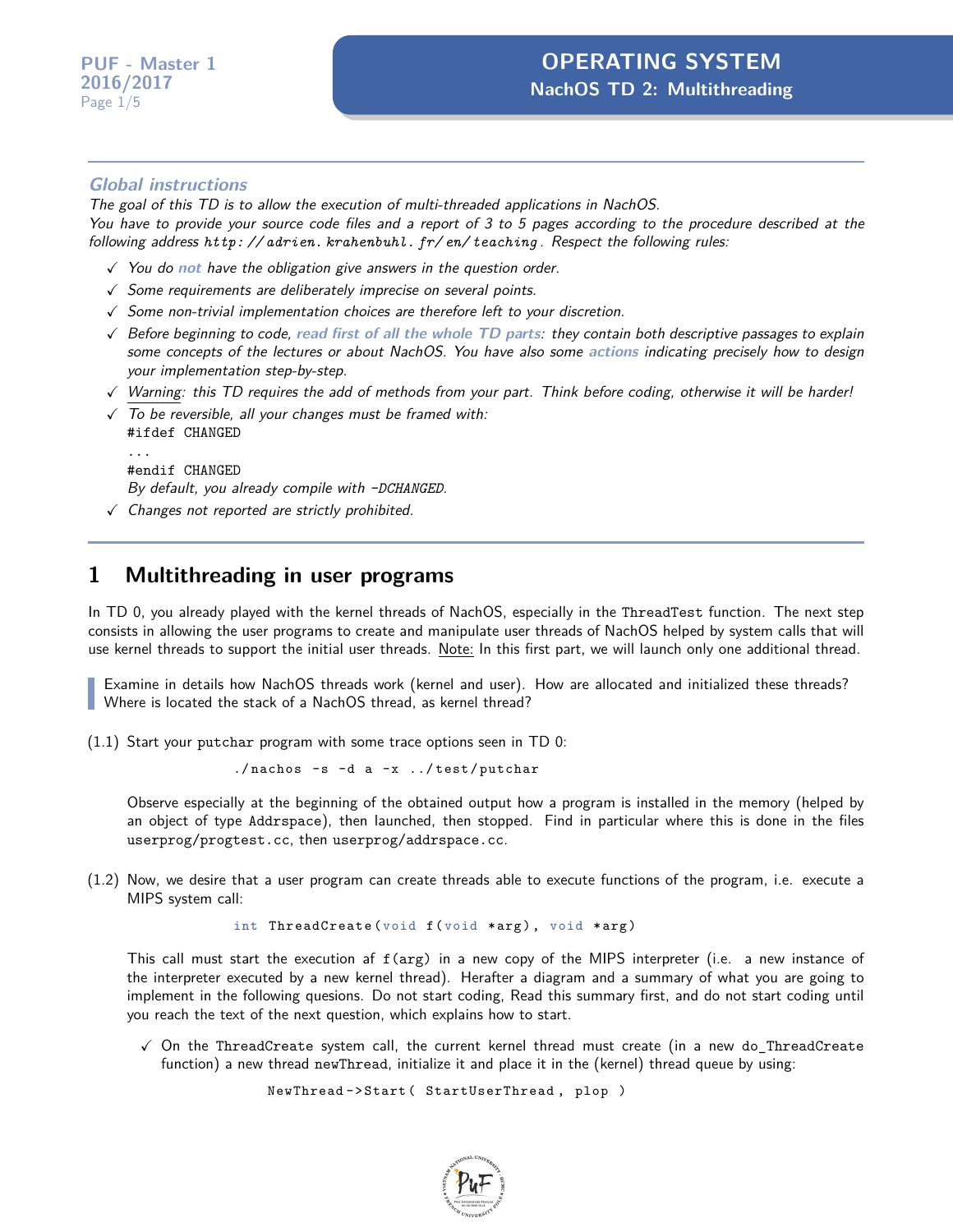# OPERATING SYSTEM

## NachOS TD 2: Multithreading

### *Global instructions*

*The goal of this TD is to allow the execution of multi-threaded applications in NachOS.*
*You have to provide your source code files and a report of 3 to 5 pages according to the procedure described at the following address* `http://adrien.krahenbuhl.fr/en/teaching`*. Respect the following rules:*

- ✓ *You do **not** have the obligation give answers in the question order.*
- ✓ *Some requirements are deliberately imprecise on several points.*
- ✓ *Some non-trivial implementation choices are therefore left to your discretion.*
- ✓ *Before beginning to code, **read first of all the whole TD parts**: they contain both descriptive passages to explain some concepts of the lectures or about NachOS. You have also some **actions** indicating precisely how to design your implementation step-by-step.*
- ✓ *Warning: this TD requires the add of methods from your part. Think before coding, otherwise it will be harder!*
- ✓ *To be reversible, all your changes must be framed with:*
  ```
  #ifdef CHANGED
  ...
  #endif CHANGED
  ```
  *By default, you already compile with -DCHANGED.*
- ✓ *Changes not reported are strictly prohibited.*

## 1 Multithreading in user programs

In TD 0, you already played with the kernel threads of NachOS, especially in the `ThreadTest` function. The next step consists in allowing the user programs to create and manipulate user threads of NachOS helped by system calls that will use kernel threads to support the initial user threads. Note: In this first part, we will launch only one additional thread.

> Examine in details how NachOS threads work (kernel and user). How are allocated and initialized these threads? Where is located the stack of a NachOS thread, as kernel thread?

(1.1) Start your `putchar` program with some trace options seen in TD 0:

```
./nachos -s -d a -x ../test/putchar
```

Observe especially at the beginning of the obtained output how a program is installed in the memory (helped by an object of type `Addrspace`), then launched, then stopped. Find in particular where this is done in the files `userprog/progtest.cc`, then `userprog/addrspace.cc`.

(1.2) Now, we desire that a user program can create threads able to execute functions of the program, i.e. execute a MIPS system call:

```
int ThreadCreate(void f(void *arg), void *arg)
```

This call must start the execution af `f(arg)` in a new copy of the MIPS interpreter (i.e. a new instance of the interpreter executed by a new kernel thread). Herafter a diagram and a summary of what you are going to implement in the following quesions. Do not start coding, Read this summary first, and do not start coding until you reach the text of the next question, which explains how to start.

- ✓ On the `ThreadCreate` system call, the current kernel thread must create (in a new `do_ThreadCreate` function) a new thread `newThread`, initialize it and place it in the (kernel) thread queue by using:

  ```
  NewThread->Start( StartUserThread, plop )
  ```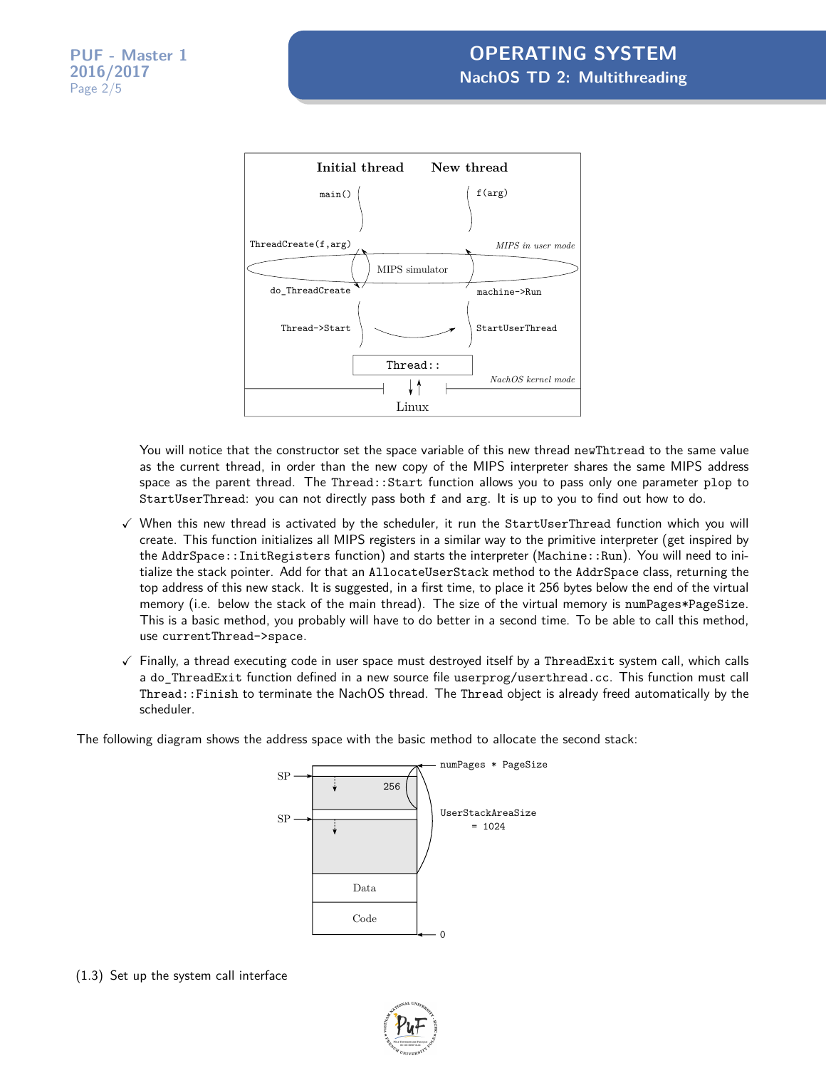You will notice that the constructor set the space variable of this new thread newThtread to the same value as the current thread, in order than the new copy of the MIPS interpreter shares the same MIPS address space as the parent thread. The Thread::Start function allows you to pass only one parameter plop to StartUserThread: you can not directly pass both f and arg. It is up to you to find out how to do.

- ✓ When this new thread is activated by the scheduler, it run the StartUserThread function which you will create. This function initializes all MIPS registers in a similar way to the primitive interpreter (get inspired by the AddrSpace::InitRegisters function) and starts the interpreter (Machine::Run). You will need to initialize the stack pointer. Add for that an AllocateUserStack method to the AddrSpace class, returning the top address of this new stack. It is suggested, in a first time, to place it 256 bytes below the end of the virtual memory (i.e. below the stack of the main thread). The size of the virtual memory is numPages*PageSize. This is a basic method, you probably will have to do better in a second time. To be able to call this method, use currentThread->space.

- ✓ Finally, a thread executing code in user space must destroyed itself by a ThreadExit system call, which calls a do_ThreadExit function defined in a new source file userprog/userthread.cc. This function must call Thread::Finish to terminate the NachOS thread. The Thread object is already freed automatically by the scheduler.

The following diagram shows the address space with the basic method to allocate the second stack:

(1.3) Set up the system call interface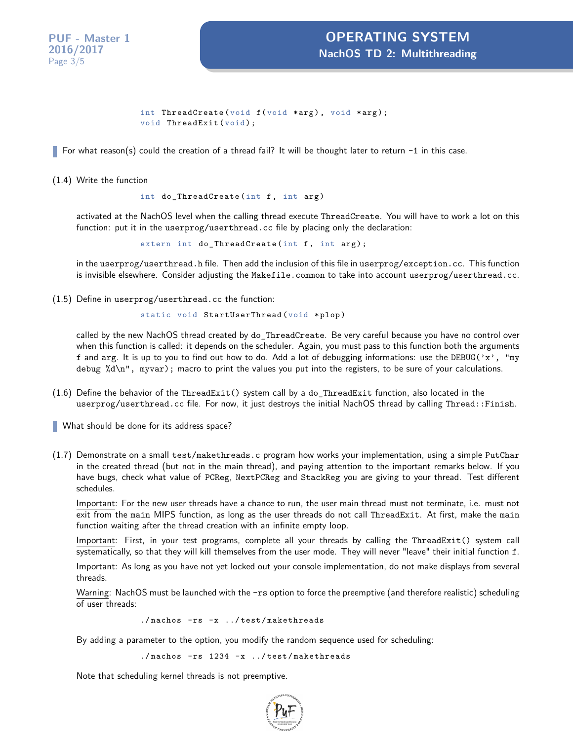```
int ThreadCreate(void f(void *arg), void *arg);
void ThreadExit(void);
```

> For what reason(s) could the creation of a thread fail? It will be thought later to return -1 in this case.

(1.4) Write the function

```
int do_ThreadCreate(int f, int arg)
```

activated at the NachOS level when the calling thread execute `ThreadCreate`. You will have to work a lot on this function: put it in the `userprog/userthread.cc` file by placing only the declaration:

```
extern int do_ThreadCreate(int f, int arg);
```

in the `userprog/userthread.h` file. Then add the inclusion of this file in `userprog/exception.cc`. This function is invisible elsewhere. Consider adjusting the `Makefile.common` to take into account `userprog/userthread.cc`.

(1.5) Define in `userprog/userthread.cc` the function:

```
static void StartUserThread(void *plop)
```

called by the new NachOS thread created by `do_ThreadCreate`. Be very careful because you have no control over when this function is called: it depends on the scheduler. Again, you must pass to this function both the arguments `f` and `arg`. It is up to you to find out how to do. Add a lot of debugging informations: use the `DEBUG('x', "my debug %d\n", myvar);` macro to print the values you put into the registers, to be sure of your calculations.

(1.6) Define the behavior of the `ThreadExit()` system call by a `do_ThreadExit` function, also located in the `userprog/userthread.cc` file. For now, it just destroys the initial NachOS thread by calling `Thread::Finish`.

> What should be done for its address space?

(1.7) Demonstrate on a small `test/makethreads.c` program how works your implementation, using a simple `PutChar` in the created thread (but not in the main thread), and paying attention to the important remarks below. If you have bugs, check what value of `PCReg`, `NextPCReg` and `StackReg` you are giving to your thread. Test different schedules.

Important: For the new user threads have a chance to run, the user main thread must not terminate, i.e. must not exit from the `main` MIPS function, as long as the user threads do not call `ThreadExit`. At first, make the `main` function waiting after the thread creation with an infinite empty loop.

Important: First, in your test programs, complete all your threads by calling the `ThreadExit()` system call systematically, so that they will kill themselves from the user mode. They will never "leave" their initial function `f`.

Important: As long as you have not yet locked out your console implementation, do not make displays from several threads.

Warning: NachOS must be launched with the `-rs` option to force the preemptive (and therefore realistic) scheduling of user threads:

```
./nachos -rs -x ../test/makethreads
```

By adding a parameter to the option, you modify the random sequence used for scheduling:

```
./nachos -rs 1234 -x ../test/makethreads
```

Note that scheduling kernel threads is not preemptive.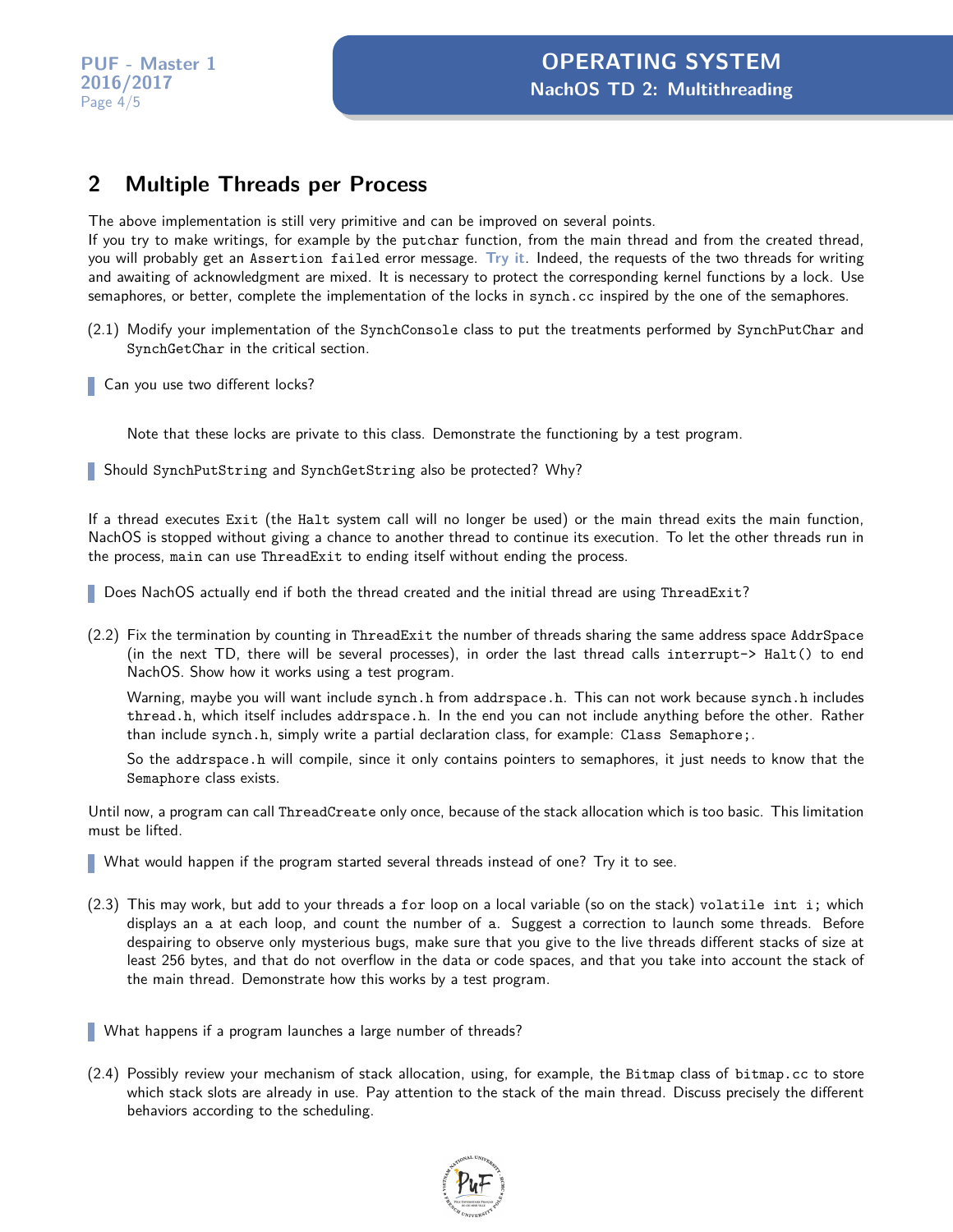## 2 Multiple Threads per Process

The above implementation is still very primitive and can be improved on several points.
If you try to make writings, for example by the `putchar` function, from the main thread and from the created thread, you will probably get an `Assertion failed` error message. **Try it**. Indeed, the requests of the two threads for writing and awaiting of acknowledgment are mixed. It is necessary to protect the corresponding kernel functions by a lock. Use semaphores, or better, complete the implementation of the locks in `synch.cc` inspired by the one of the semaphores.

(2.1) Modify your implementation of the `SynchConsole` class to put the treatments performed by `SynchPutChar` and `SynchGetChar` in the critical section.

> Can you use two different locks?

Note that these locks are private to this class. Demonstrate the functioning by a test program.

> Should `SynchPutString` and `SynchGetString` also be protected? Why?

If a thread executes `Exit` (the `Halt` system call will no longer be used) or the main thread exits the main function, NachOS is stopped without giving a chance to another thread to continue its execution. To let the other threads run in the process, `main` can use `ThreadExit` to ending itself without ending the process.

> Does NachOS actually end if both the thread created and the initial thread are using `ThreadExit`?

(2.2) Fix the termination by counting in `ThreadExit` the number of threads sharing the same address space `AddrSpace` (in the next TD, there will be several processes), in order the last thread calls `interrupt-> Halt()` to end NachOS. Show how it works using a test program.

Warning, maybe you will want include `synch.h` from `addrspace.h`. This can not work because `synch.h` includes `thread.h`, which itself includes `addrspace.h`. In the end you can not include anything before the other. Rather than include `synch.h`, simply write a partial declaration class, for example: `Class Semaphore;`.

So the `addrspace.h` will compile, since it only contains pointers to semaphores, it just needs to know that the `Semaphore` class exists.

Until now, a program can call `ThreadCreate` only once, because of the stack allocation which is too basic. This limitation must be lifted.

> What would happen if the program started several threads instead of one? Try it to see.

(2.3) This may work, but add to your threads a `for` loop on a local variable (so on the stack) `volatile int i;` which displays an `a` at each loop, and count the number of `a`. Suggest a correction to launch some threads. Before despairing to observe only mysterious bugs, make sure that you give to the live threads different stacks of size at least 256 bytes, and that do not overflow in the data or code spaces, and that you take into account the stack of the main thread. Demonstrate how this works by a test program.

> What happens if a program launches a large number of threads?

(2.4) Possibly review your mechanism of stack allocation, using, for example, the `Bitmap` class of `bitmap.cc` to store which stack slots are already in use. Pay attention to the stack of the main thread. Discuss precisely the different behaviors according to the scheduling.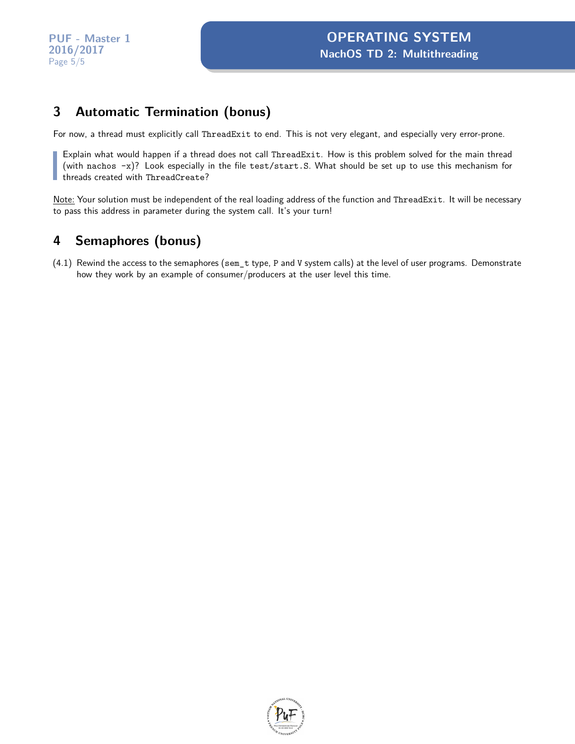## 3 Automatic Termination (bonus)

For now, a thread must explicitly call `ThreadExit` to end. This is not very elegant, and especially very error-prone.

> Explain what would happen if a thread does not call `ThreadExit`. How is this problem solved for the main thread (with `nachos -x`)? Look especially in the file `test/start.S`. What should be set up to use this mechanism for threads created with `ThreadCreate`?

Note: Your solution must be independent of the real loading address of the function and `ThreadExit`. It will be necessary to pass this address in parameter during the system call. It's your turn!

## 4 Semaphores (bonus)

(4.1) Rewind the access to the semaphores (`sem_t` type, `P` and `V` system calls) at the level of user programs. Demonstrate how they work by an example of consumer/producers at the user level this time.